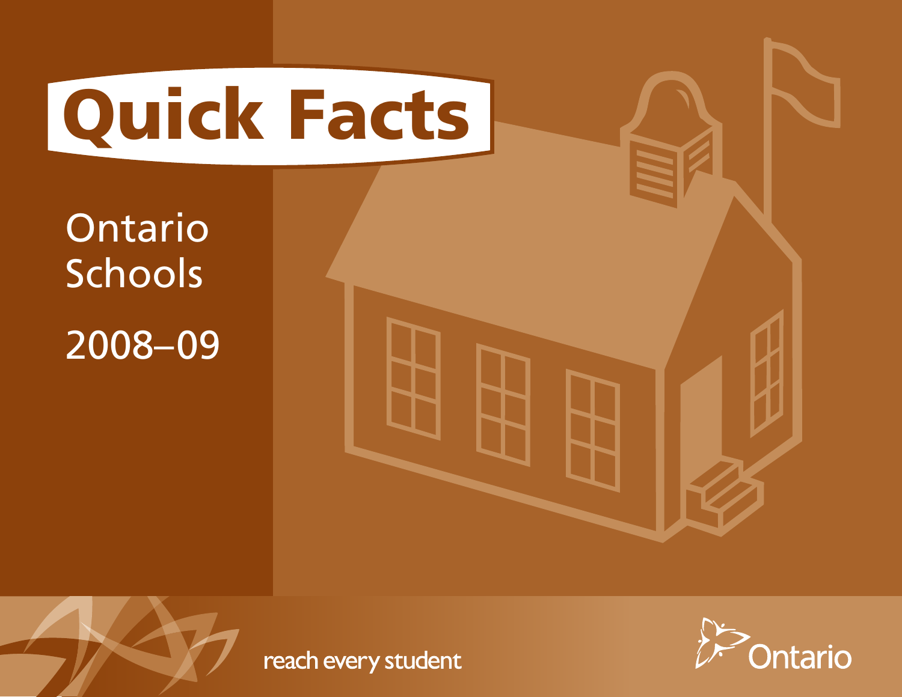# Quick Facts

Ontario Schools

2008–09

reach every student

Ontario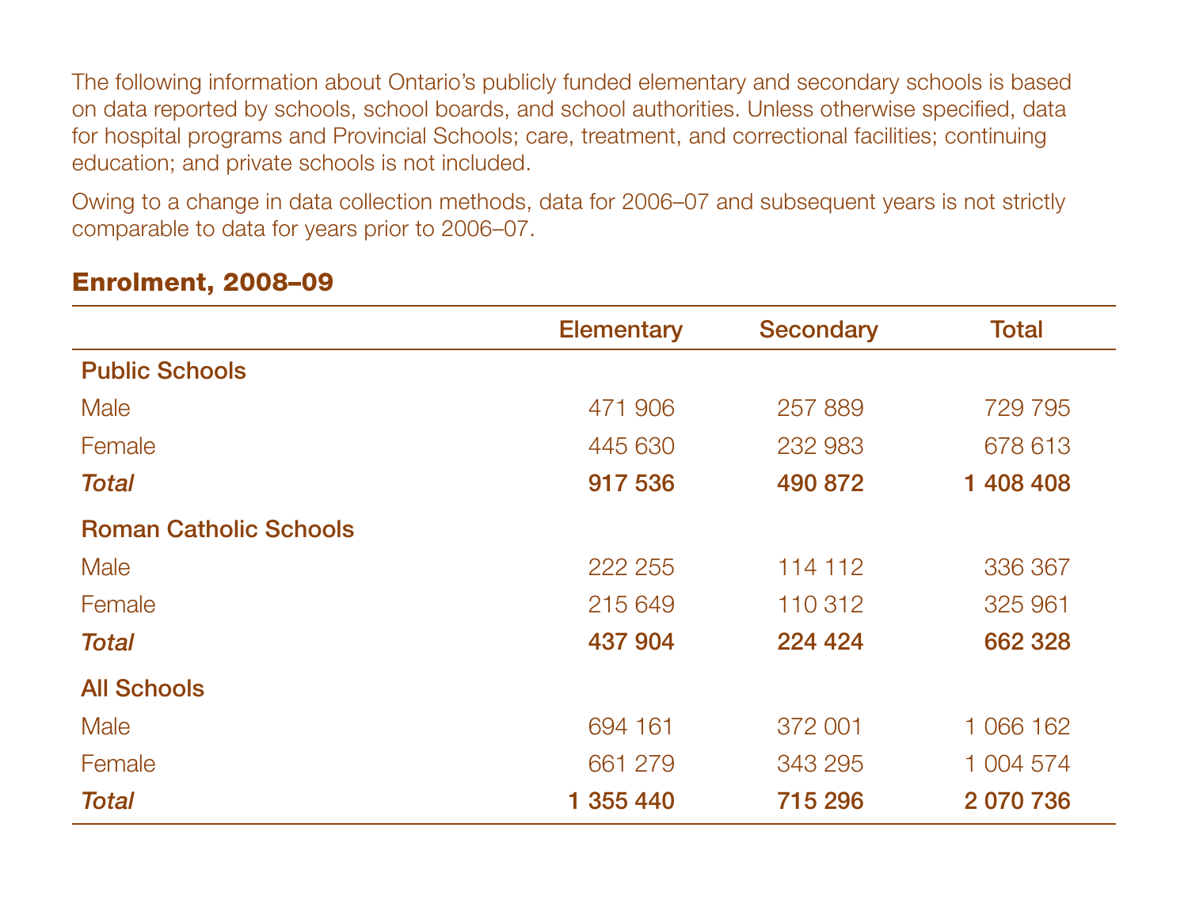The following information about Ontario's publicly funded elementary and secondary schools is based on data reported by schools, school boards, and school authorities. Unless otherwise specified, data for hospital programs and Provincial Schools; care, treatment, and correctional facilities; continuing education; and private schools is not included.

Owing to a change in data collection methods, data for 2006–07 and subsequent years is not strictly comparable to data for years prior to 2006–07.

## Enrolment, 2008–09

| | Elementary | Secondary | Total |
|---|---|---|---|
| **Public Schools** | | | |
| Male | 471 906 | 257 889 | 729 795 |
| Female | 445 630 | 232 983 | 678 613 |
| ***Total*** | **917 536** | **490 872** | **1 408 408** |
| **Roman Catholic Schools** | | | |
| Male | 222 255 | 114 112 | 336 367 |
| Female | 215 649 | 110 312 | 325 961 |
| ***Total*** | **437 904** | **224 424** | **662 328** |
| **All Schools** | | | |
| Male | 694 161 | 372 001 | 1 066 162 |
| Female | 661 279 | 343 295 | 1 004 574 |
| ***Total*** | **1 355 440** | **715 296** | **2 070 736** |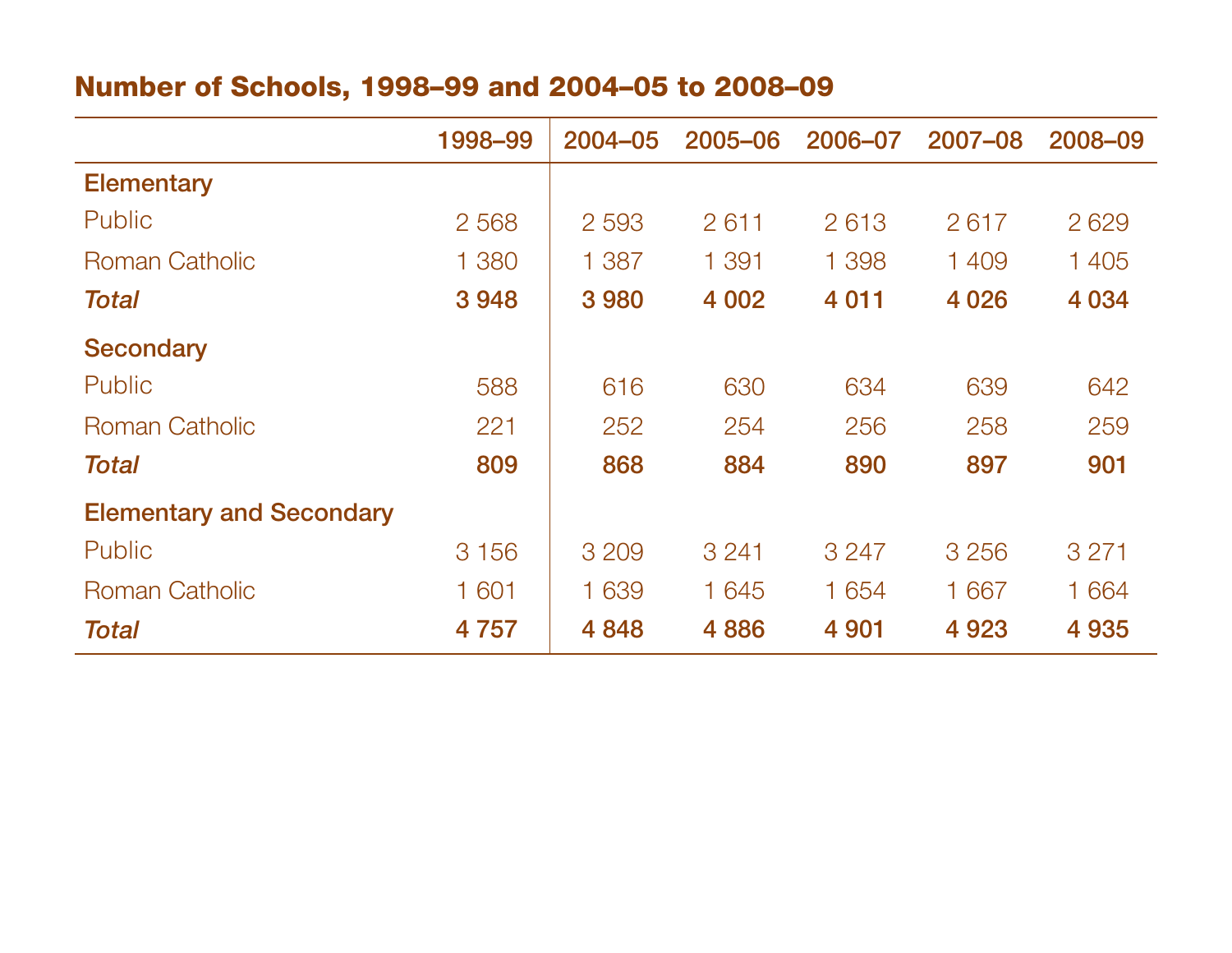## Number of Schools, 1998–99 and 2004–05 to 2008–09

| | 1998–99 | 2004–05 | 2005–06 | 2006–07 | 2007–08 | 2008–09 |
|---|---|---|---|---|---|---|
| **Elementary** | | | | | | |
| Public | 2 568 | 2 593 | 2 611 | 2 613 | 2 617 | 2 629 |
| Roman Catholic | 1 380 | 1 387 | 1 391 | 1 398 | 1 409 | 1 405 |
| ***Total*** | **3 948** | **3 980** | **4 002** | **4 011** | **4 026** | **4 034** |
| **Secondary** | | | | | | |
| Public | 588 | 616 | 630 | 634 | 639 | 642 |
| Roman Catholic | 221 | 252 | 254 | 256 | 258 | 259 |
| ***Total*** | **809** | **868** | **884** | **890** | **897** | **901** |
| **Elementary and Secondary** | | | | | | |
| Public | 3 156 | 3 209 | 3 241 | 3 247 | 3 256 | 3 271 |
| Roman Catholic | 1 601 | 1 639 | 1 645 | 1 654 | 1 667 | 1 664 |
| ***Total*** | **4 757** | **4 848** | **4 886** | **4 901** | **4 923** | **4 935** |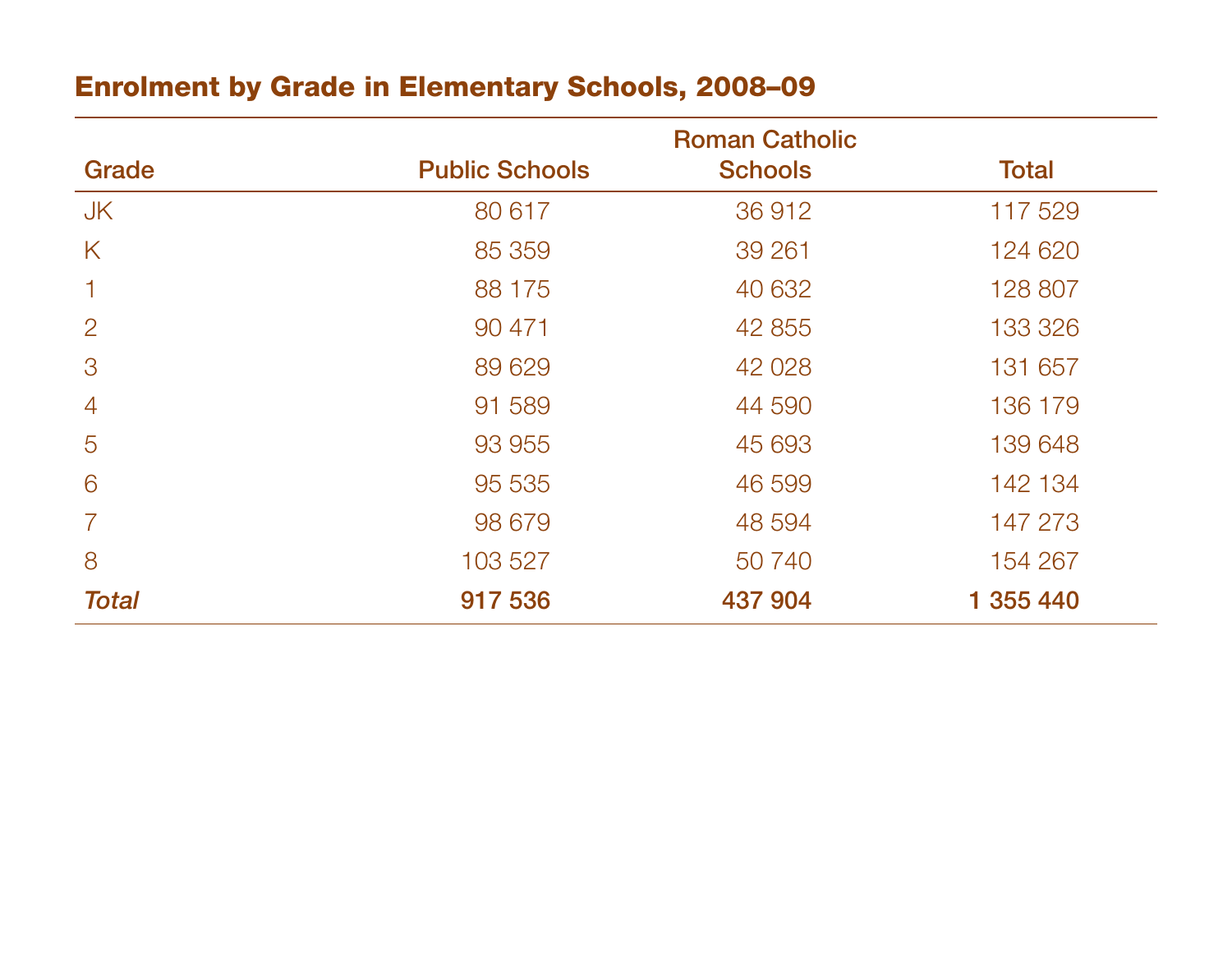## Enrolment by Grade in Elementary Schools, 2008–09

| Grade | Public Schools | Roman Catholic Schools | Total |
|---|---|---|---|
| JK | 80 617 | 36 912 | 117 529 |
| K | 85 359 | 39 261 | 124 620 |
| 1 | 88 175 | 40 632 | 128 807 |
| 2 | 90 471 | 42 855 | 133 326 |
| 3 | 89 629 | 42 028 | 131 657 |
| 4 | 91 589 | 44 590 | 136 179 |
| 5 | 93 955 | 45 693 | 139 648 |
| 6 | 95 535 | 46 599 | 142 134 |
| 7 | 98 679 | 48 594 | 147 273 |
| 8 | 103 527 | 50 740 | 154 267 |
| ***Total*** | **917 536** | **437 904** | **1 355 440** |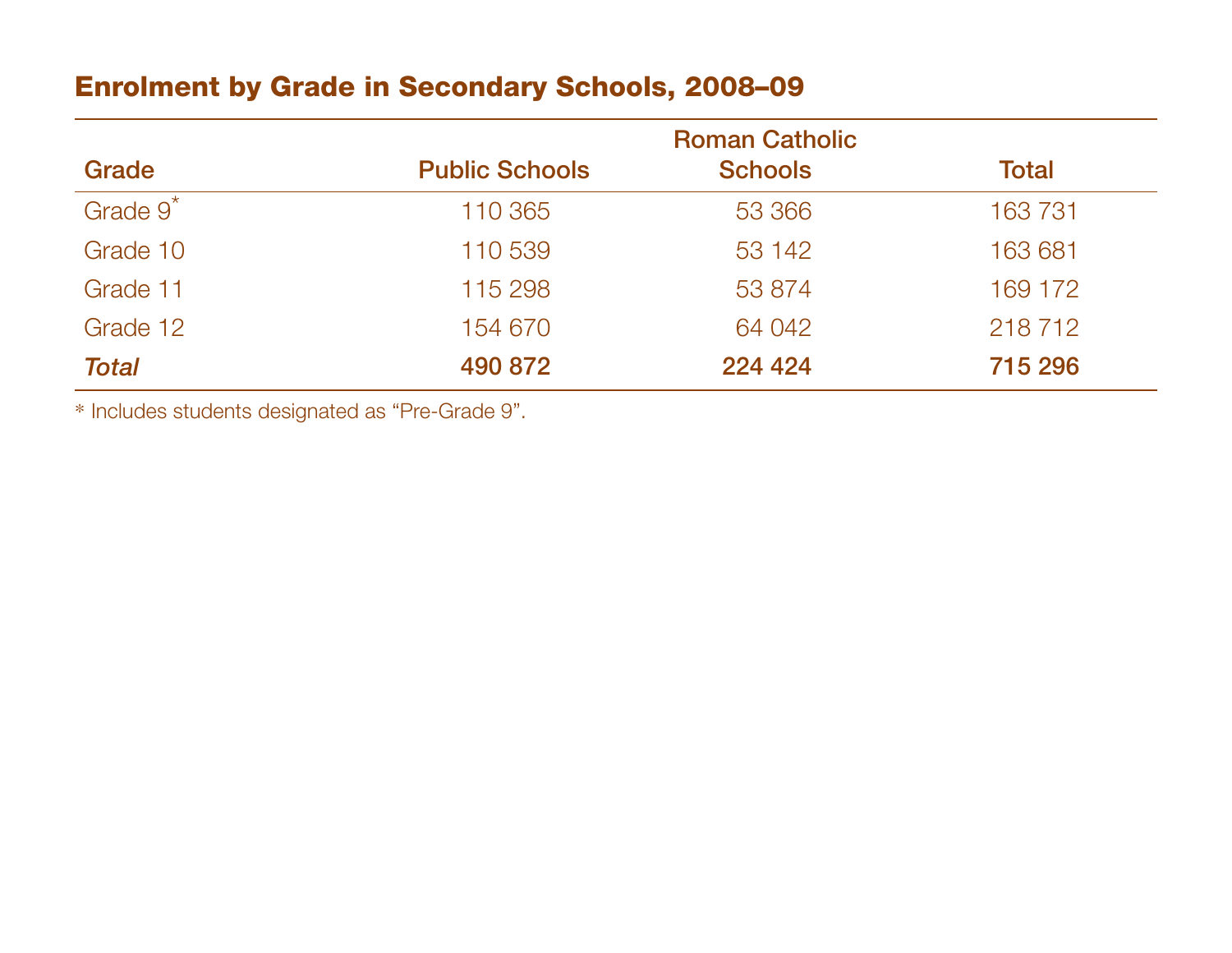## Enrolment by Grade in Secondary Schools, 2008–09

| Grade | Public Schools | Roman Catholic Schools | Total |
|---|---|---|---|
| Grade 9* | 110 365 | 53 366 | 163 731 |
| Grade 10 | 110 539 | 53 142 | 163 681 |
| Grade 11 | 115 298 | 53 874 | 169 172 |
| Grade 12 | 154 670 | 64 042 | 218 712 |
| ***Total*** | **490 872** | **224 424** | **715 296** |

* Includes students designated as "Pre-Grade 9".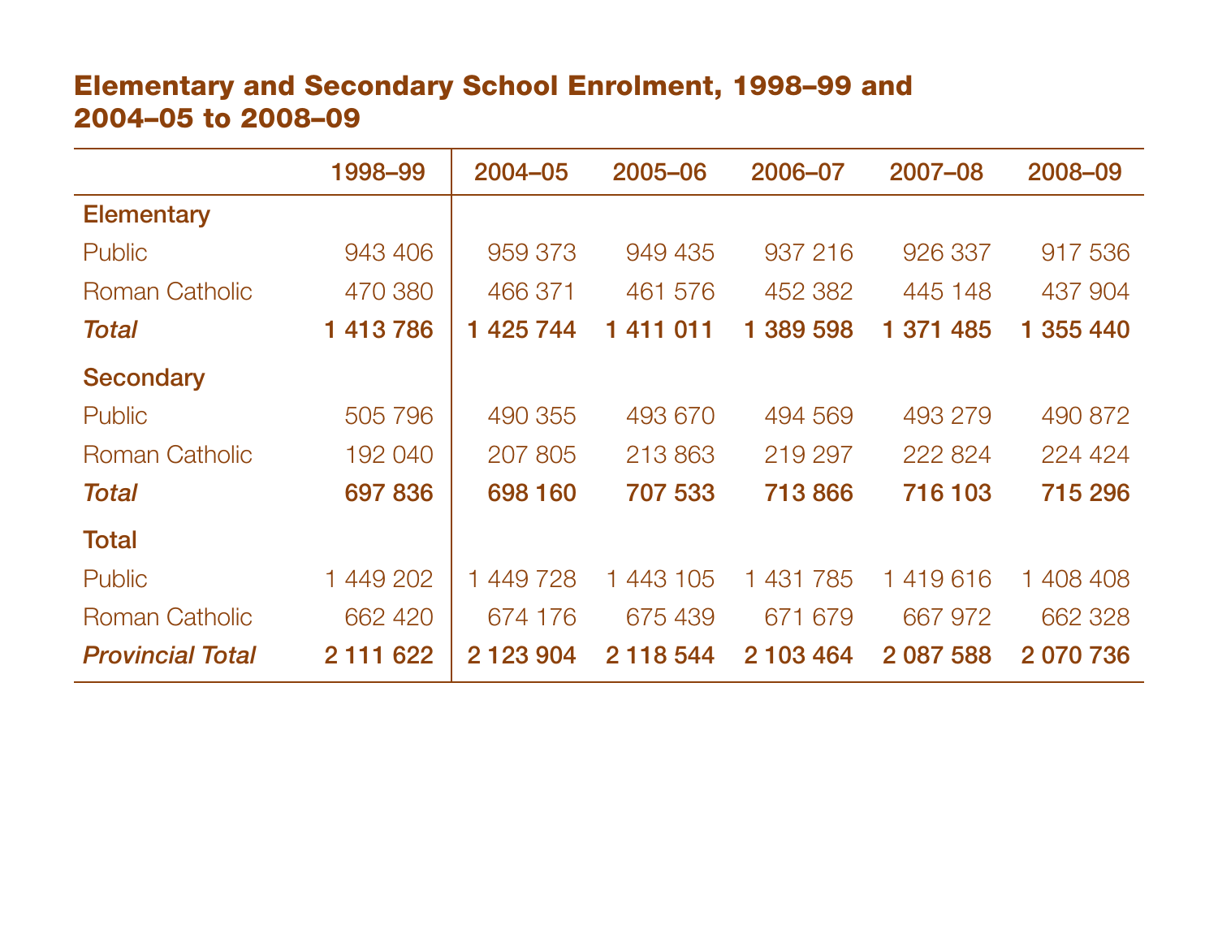## Elementary and Secondary School Enrolment, 1998–99 and 2004–05 to 2008–09

| | 1998–99 | 2004–05 | 2005–06 | 2006–07 | 2007–08 | 2008–09 |
|---|---|---|---|---|---|---|
| **Elementary** | | | | | | |
| Public | 943 406 | 959 373 | 949 435 | 937 216 | 926 337 | 917 536 |
| Roman Catholic | 470 380 | 466 371 | 461 576 | 452 382 | 445 148 | 437 904 |
| ***Total*** | **1 413 786** | **1 425 744** | **1 411 011** | **1 389 598** | **1 371 485** | **1 355 440** |
| **Secondary** | | | | | | |
| Public | 505 796 | 490 355 | 493 670 | 494 569 | 493 279 | 490 872 |
| Roman Catholic | 192 040 | 207 805 | 213 863 | 219 297 | 222 824 | 224 424 |
| ***Total*** | **697 836** | **698 160** | **707 533** | **713 866** | **716 103** | **715 296** |
| **Total** | | | | | | |
| Public | 1 449 202 | 1 449 728 | 1 443 105 | 1 431 785 | 1 419 616 | 1 408 408 |
| Roman Catholic | 662 420 | 674 176 | 675 439 | 671 679 | 667 972 | 662 328 |
| ***Provincial Total*** | **2 111 622** | **2 123 904** | **2 118 544** | **2 103 464** | **2 087 588** | **2 070 736** |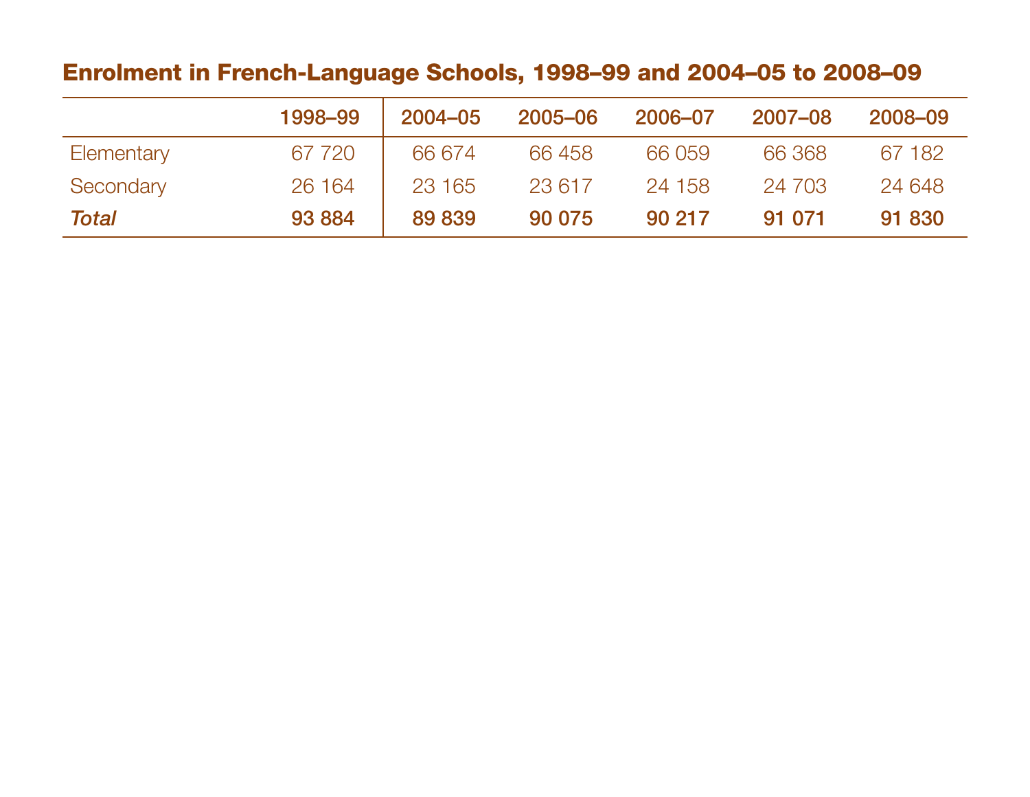## Enrolment in French-Language Schools, 1998–99 and 2004–05 to 2008–09

| | 1998–99 | 2004–05 | 2005–06 | 2006–07 | 2007–08 | 2008–09 |
|---|---|---|---|---|---|---|
| Elementary | 67 720 | 66 674 | 66 458 | 66 059 | 66 368 | 67 182 |
| Secondary | 26 164 | 23 165 | 23 617 | 24 158 | 24 703 | 24 648 |
| ***Total*** | **93 884** | **89 839** | **90 075** | **90 217** | **91 071** | **91 830** |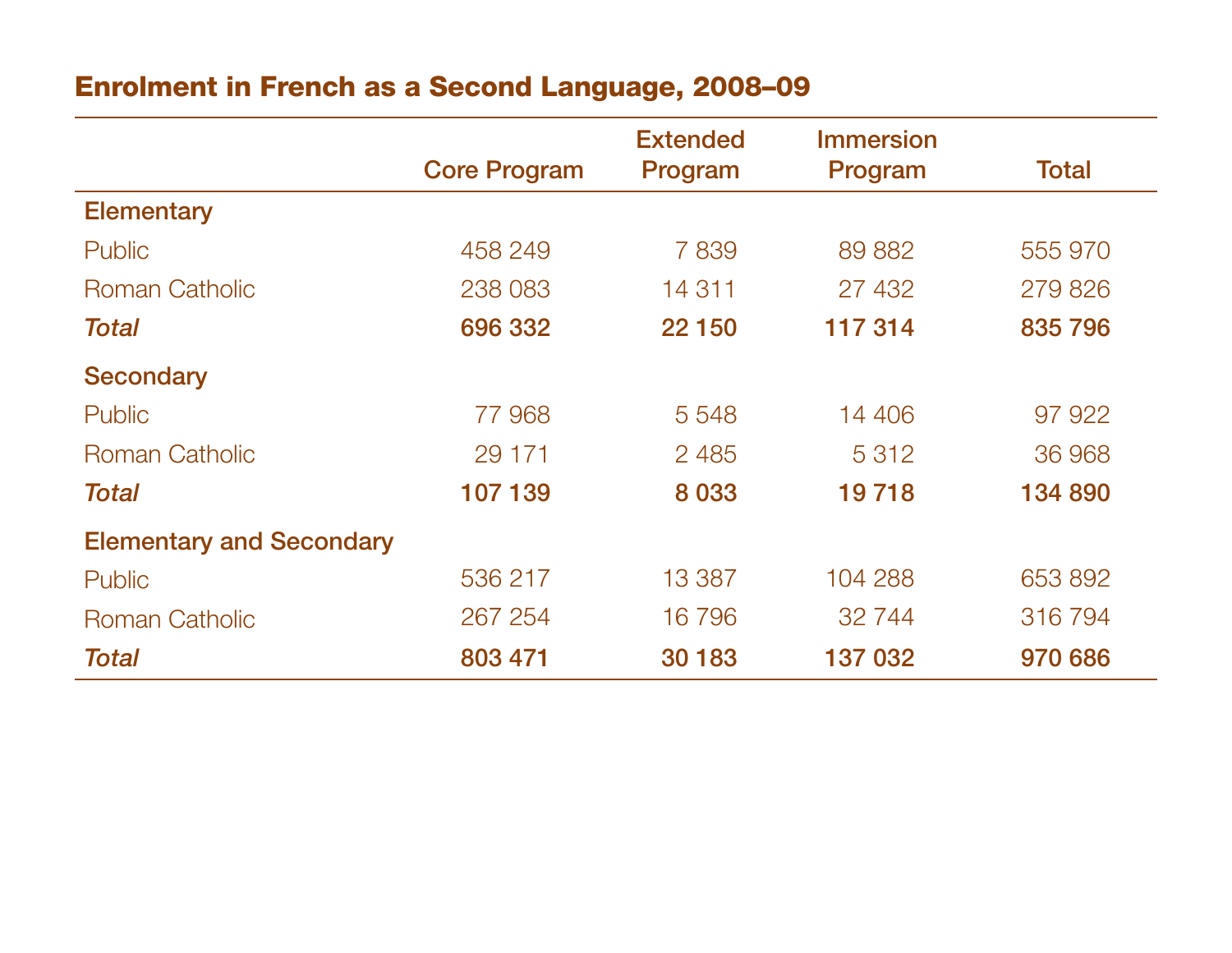## Enrolment in French as a Second Language, 2008–09

| | Core Program | Extended Program | Immersion Program | Total |
|---|---|---|---|---|
| **Elementary** | | | | |
| Public | 458 249 | 7 839 | 89 882 | 555 970 |
| Roman Catholic | 238 083 | 14 311 | 27 432 | 279 826 |
| ***Total*** | **696 332** | **22 150** | **117 314** | **835 796** |
| **Secondary** | | | | |
| Public | 77 968 | 5 548 | 14 406 | 97 922 |
| Roman Catholic | 29 171 | 2 485 | 5 312 | 36 968 |
| ***Total*** | **107 139** | **8 033** | **19 718** | **134 890** |
| **Elementary and Secondary** | | | | |
| Public | 536 217 | 13 387 | 104 288 | 653 892 |
| Roman Catholic | 267 254 | 16 796 | 32 744 | 316 794 |
| ***Total*** | **803 471** | **30 183** | **137 032** | **970 686** |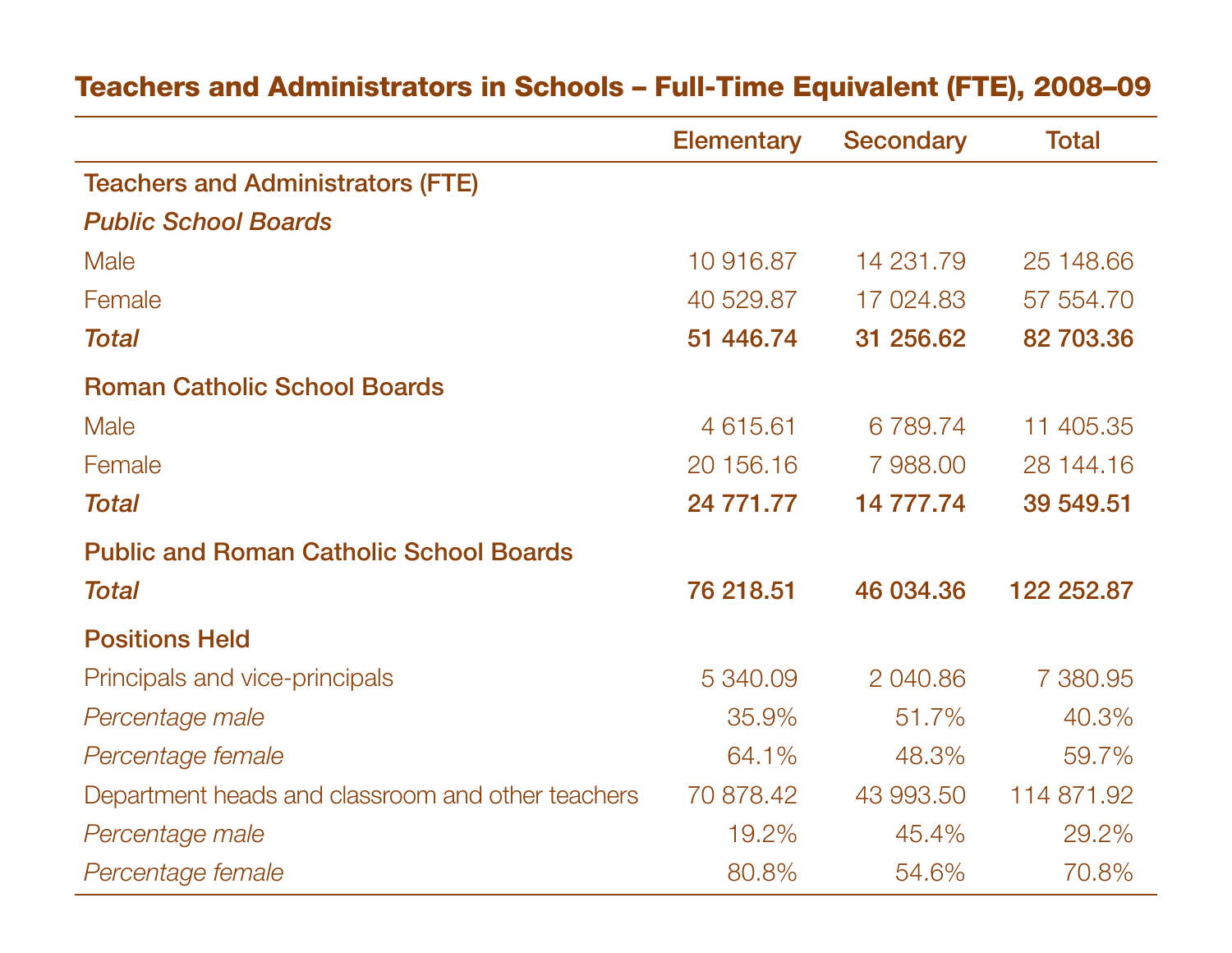## Teachers and Administrators in Schools – Full-Time Equivalent (FTE), 2008–09

| | Elementary | Secondary | Total |
|---|---|---|---|
| **Teachers and Administrators (FTE)** | | | |
| ***Public School Boards*** | | | |
| Male | 10 916.87 | 14 231.79 | 25 148.66 |
| Female | 40 529.87 | 17 024.83 | 57 554.70 |
| ***Total*** | **51 446.74** | **31 256.62** | **82 703.36** |
| **Roman Catholic School Boards** | | | |
| Male | 4 615.61 | 6 789.74 | 11 405.35 |
| Female | 20 156.16 | 7 988.00 | 28 144.16 |
| ***Total*** | **24 771.77** | **14 777.74** | **39 549.51** |
| **Public and Roman Catholic School Boards** | | | |
| ***Total*** | **76 218.51** | **46 034.36** | **122 252.87** |
| **Positions Held** | | | |
| Principals and vice-principals | 5 340.09 | 2 040.86 | 7 380.95 |
| *Percentage male* | 35.9% | 51.7% | 40.3% |
| *Percentage female* | 64.1% | 48.3% | 59.7% |
| Department heads and classroom and other teachers | 70 878.42 | 43 993.50 | 114 871.92 |
| *Percentage male* | 19.2% | 45.4% | 29.2% |
| *Percentage female* | 80.8% | 54.6% | 70.8% |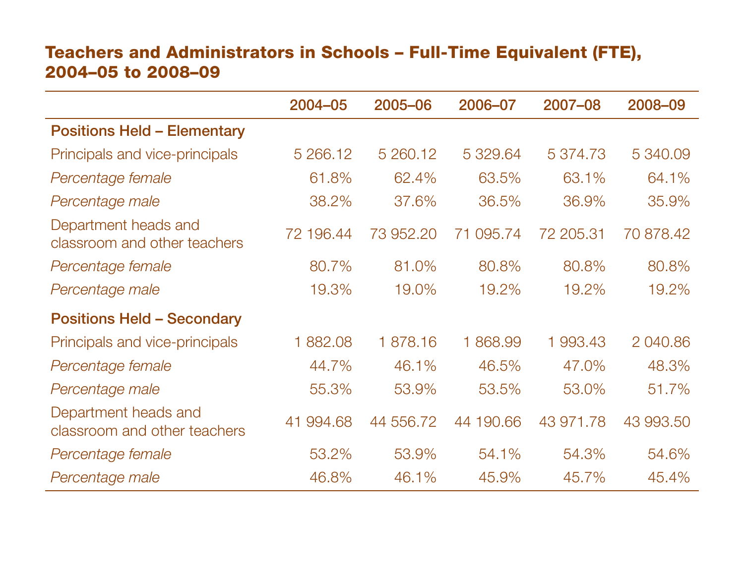## Teachers and Administrators in Schools – Full-Time Equivalent (FTE), 2004–05 to 2008–09

| | 2004–05 | 2005–06 | 2006–07 | 2007–08 | 2008–09 |
|---|---|---|---|---|---|
| **Positions Held – Elementary** | | | | | |
| Principals and vice-principals | 5 266.12 | 5 260.12 | 5 329.64 | 5 374.73 | 5 340.09 |
| *Percentage female* | 61.8% | 62.4% | 63.5% | 63.1% | 64.1% |
| *Percentage male* | 38.2% | 37.6% | 36.5% | 36.9% | 35.9% |
| Department heads and classroom and other teachers | 72 196.44 | 73 952.20 | 71 095.74 | 72 205.31 | 70 878.42 |
| *Percentage female* | 80.7% | 81.0% | 80.8% | 80.8% | 80.8% |
| *Percentage male* | 19.3% | 19.0% | 19.2% | 19.2% | 19.2% |
| **Positions Held – Secondary** | | | | | |
| Principals and vice-principals | 1 882.08 | 1 878.16 | 1 868.99 | 1 993.43 | 2 040.86 |
| *Percentage female* | 44.7% | 46.1% | 46.5% | 47.0% | 48.3% |
| *Percentage male* | 55.3% | 53.9% | 53.5% | 53.0% | 51.7% |
| Department heads and classroom and other teachers | 41 994.68 | 44 556.72 | 44 190.66 | 43 971.78 | 43 993.50 |
| *Percentage female* | 53.2% | 53.9% | 54.1% | 54.3% | 54.6% |
| *Percentage male* | 46.8% | 46.1% | 45.9% | 45.7% | 45.4% |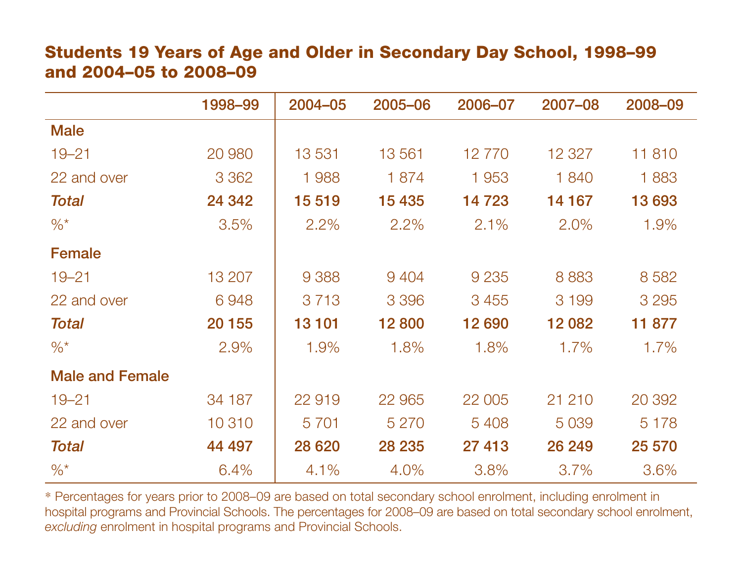## Students 19 Years of Age and Older in Secondary Day School, 1998–99 and 2004–05 to 2008–09

| | 1998–99 | 2004–05 | 2005–06 | 2006–07 | 2007–08 | 2008–09 |
|---|---|---|---|---|---|---|
| **Male** | | | | | | |
| 19–21 | 20 980 | 13 531 | 13 561 | 12 770 | 12 327 | 11 810 |
| 22 and over | 3 362 | 1 988 | 1 874 | 1 953 | 1 840 | 1 883 |
| ***Total*** | **24 342** | **15 519** | **15 435** | **14 723** | **14 167** | **13 693** |
| %* | 3.5% | 2.2% | 2.2% | 2.1% | 2.0% | 1.9% |
| **Female** | | | | | | |
| 19–21 | 13 207 | 9 388 | 9 404 | 9 235 | 8 883 | 8 582 |
| 22 and over | 6 948 | 3 713 | 3 396 | 3 455 | 3 199 | 3 295 |
| ***Total*** | **20 155** | **13 101** | **12 800** | **12 690** | **12 082** | **11 877** |
| %* | 2.9% | 1.9% | 1.8% | 1.8% | 1.7% | 1.7% |
| **Male and Female** | | | | | | |
| 19–21 | 34 187 | 22 919 | 22 965 | 22 005 | 21 210 | 20 392 |
| 22 and over | 10 310 | 5 701 | 5 270 | 5 408 | 5 039 | 5 178 |
| ***Total*** | **44 497** | **28 620** | **28 235** | **27 413** | **26 249** | **25 570** |
| %* | 6.4% | 4.1% | 4.0% | 3.8% | 3.7% | 3.6% |

* Percentages for years prior to 2008–09 are based on total secondary school enrolment, including enrolment in hospital programs and Provincial Schools. The percentages for 2008–09 are based on total secondary school enrolment, *excluding* enrolment in hospital programs and Provincial Schools.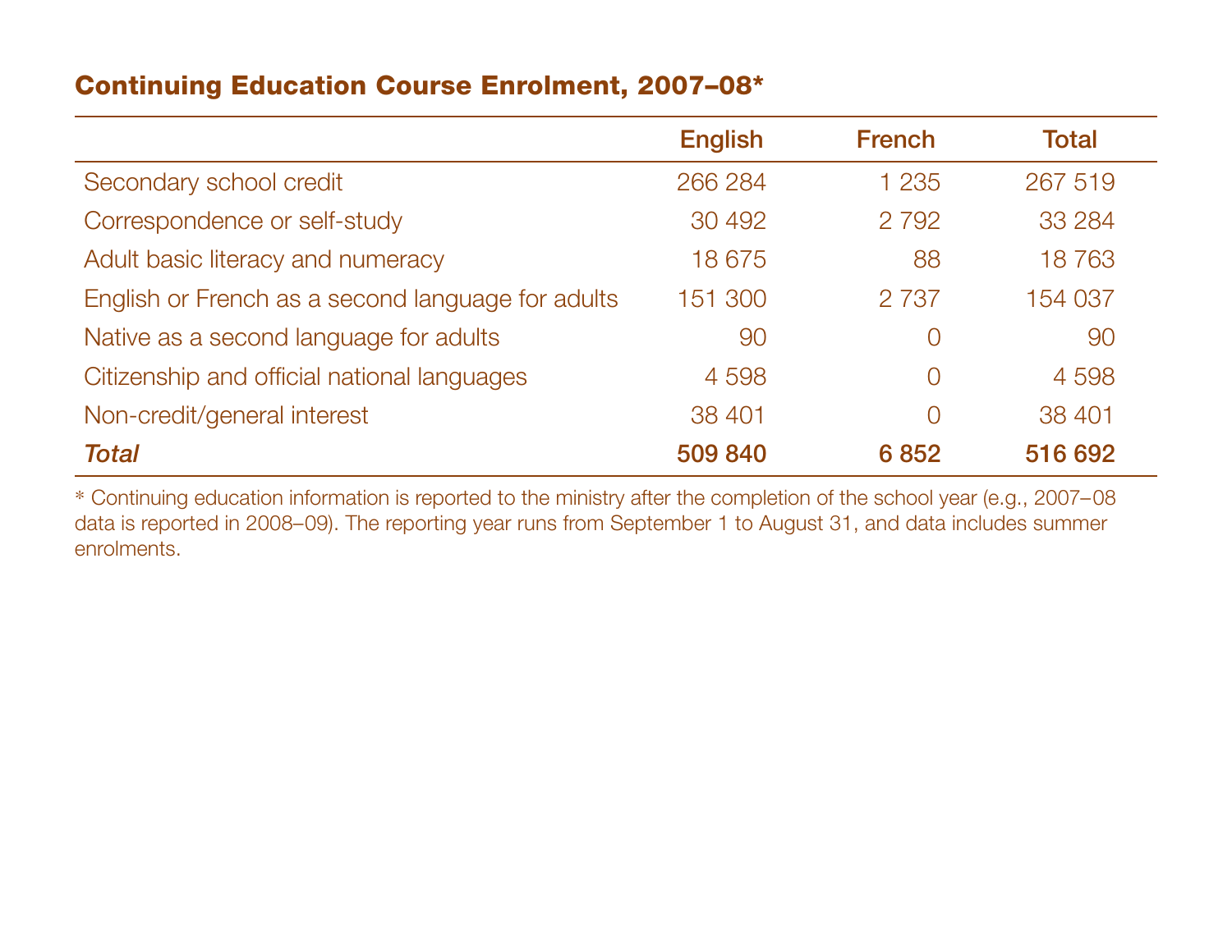## Continuing Education Course Enrolment, 2007–08*

| | English | French | Total |
|---|---|---|---|
| Secondary school credit | 266 284 | 1 235 | 267 519 |
| Correspondence or self-study | 30 492 | 2 792 | 33 284 |
| Adult basic literacy and numeracy | 18 675 | 88 | 18 763 |
| English or French as a second language for adults | 151 300 | 2 737 | 154 037 |
| Native as a second language for adults | 90 | 0 | 90 |
| Citizenship and official national languages | 4 598 | 0 | 4 598 |
| Non-credit/general interest | 38 401 | 0 | 38 401 |
| ***Total*** | **509 840** | **6 852** | **516 692** |

* Continuing education information is reported to the ministry after the completion of the school year (e.g., 2007–08 data is reported in 2008–09). The reporting year runs from September 1 to August 31, and data includes summer enrolments.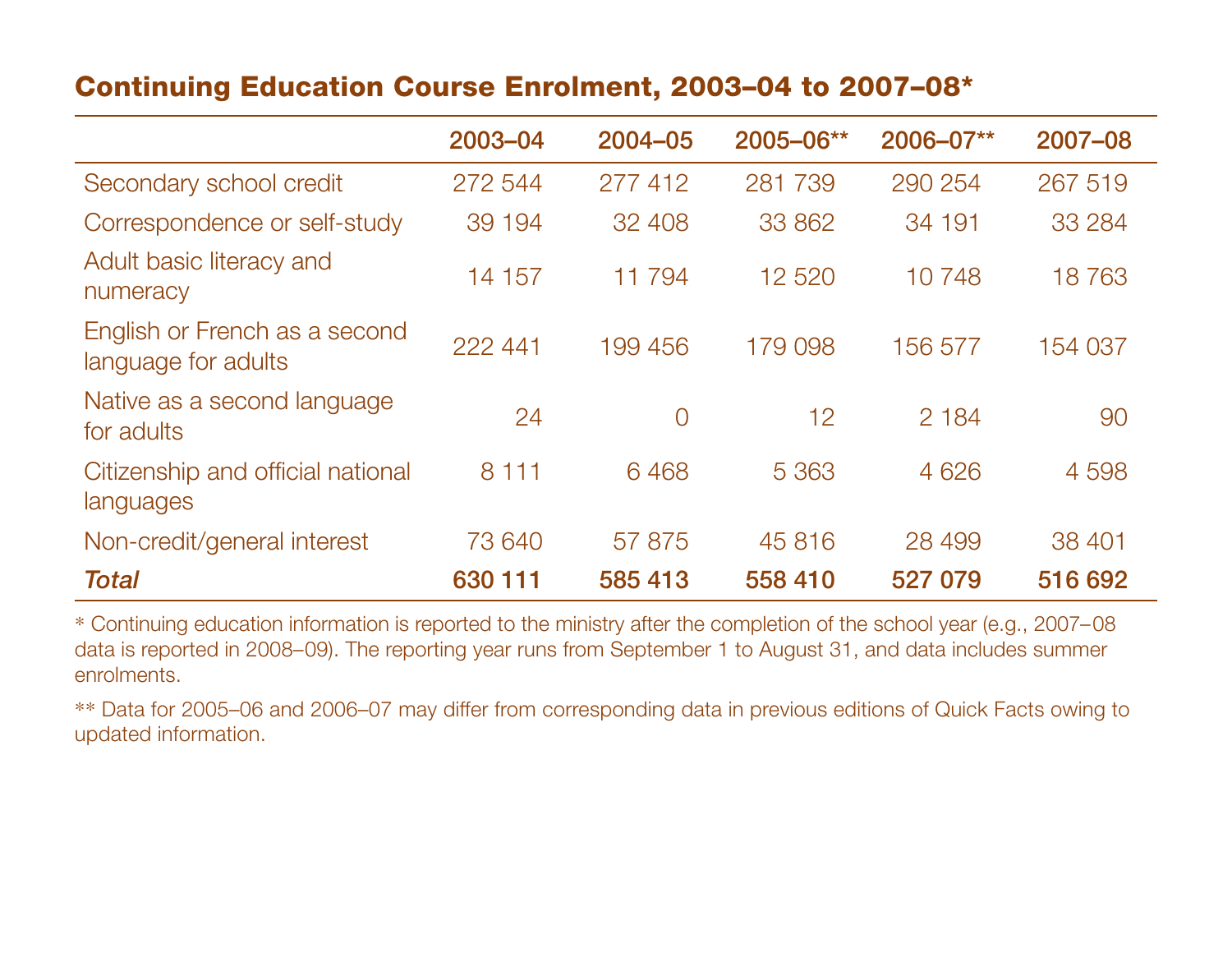## Continuing Education Course Enrolment, 2003–04 to 2007–08*

| | 2003–04 | 2004–05 | 2005–06** | 2006–07** | 2007–08 |
|---|---|---|---|---|---|
| Secondary school credit | 272 544 | 277 412 | 281 739 | 290 254 | 267 519 |
| Correspondence or self-study | 39 194 | 32 408 | 33 862 | 34 191 | 33 284 |
| Adult basic literacy and numeracy | 14 157 | 11 794 | 12 520 | 10 748 | 18 763 |
| English or French as a second language for adults | 222 441 | 199 456 | 179 098 | 156 577 | 154 037 |
| Native as a second language for adults | 24 | 0 | 12 | 2 184 | 90 |
| Citizenship and official national languages | 8 111 | 6 468 | 5 363 | 4 626 | 4 598 |
| Non-credit/general interest | 73 640 | 57 875 | 45 816 | 28 499 | 38 401 |
| ***Total*** | **630 111** | **585 413** | **558 410** | **527 079** | **516 692** |

* Continuing education information is reported to the ministry after the completion of the school year (e.g., 2007–08 data is reported in 2008–09). The reporting year runs from September 1 to August 31, and data includes summer enrolments.

** Data for 2005–06 and 2006–07 may differ from corresponding data in previous editions of Quick Facts owing to updated information.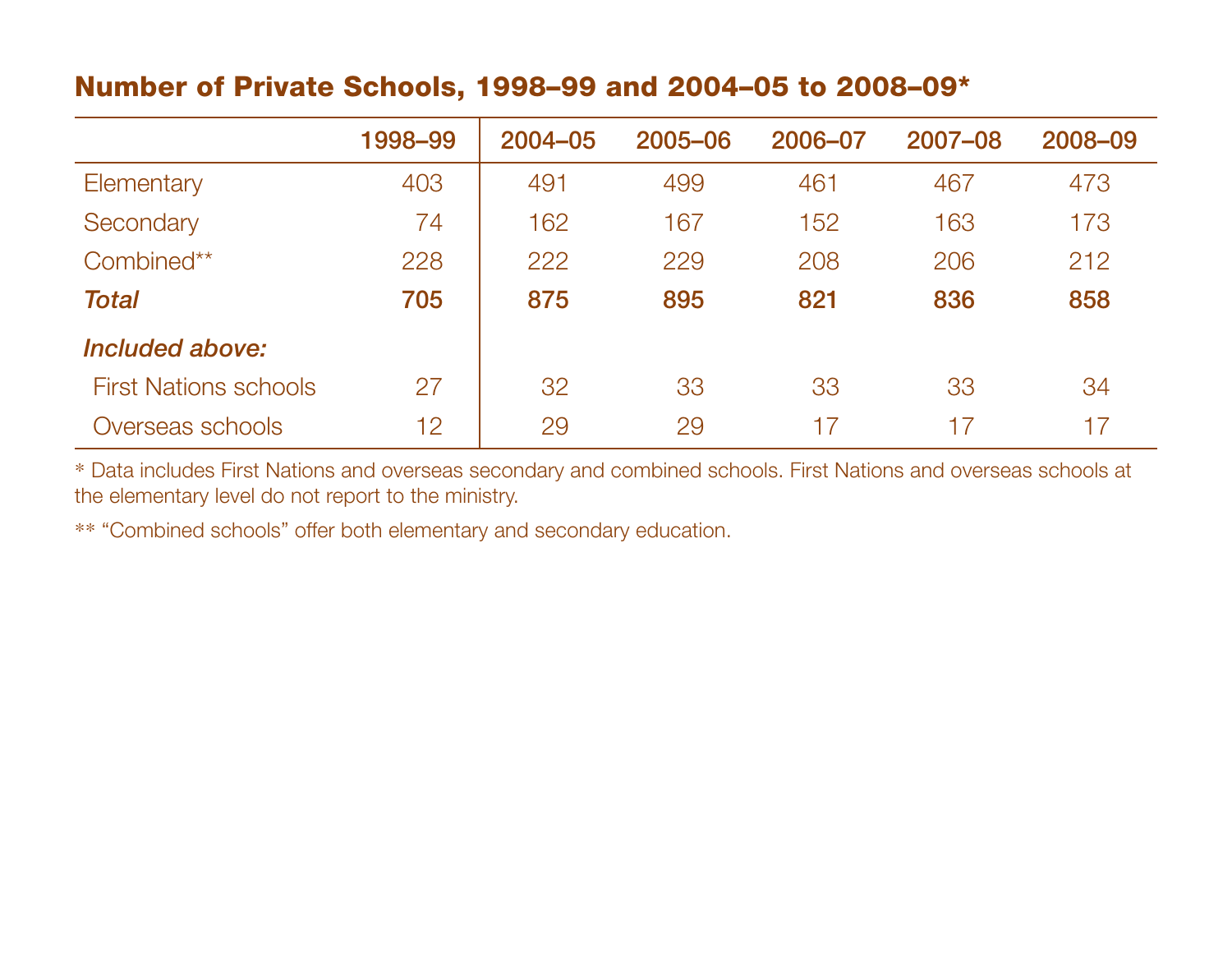## Number of Private Schools, 1998–99 and 2004–05 to 2008–09*

| | 1998–99 | 2004–05 | 2005–06 | 2006–07 | 2007–08 | 2008–09 |
|---|---|---|---|---|---|---|
| Elementary | 403 | 491 | 499 | 461 | 467 | 473 |
| Secondary | 74 | 162 | 167 | 152 | 163 | 173 |
| Combined** | 228 | 222 | 229 | 208 | 206 | 212 |
| ***Total*** | **705** | **875** | **895** | **821** | **836** | **858** |
| ***Included above:*** | | | | | | |
| First Nations schools | 27 | 32 | 33 | 33 | 33 | 34 |
| Overseas schools | 12 | 29 | 29 | 17 | 17 | 17 |

* Data includes First Nations and overseas secondary and combined schools. First Nations and overseas schools at the elementary level do not report to the ministry.

** "Combined schools" offer both elementary and secondary education.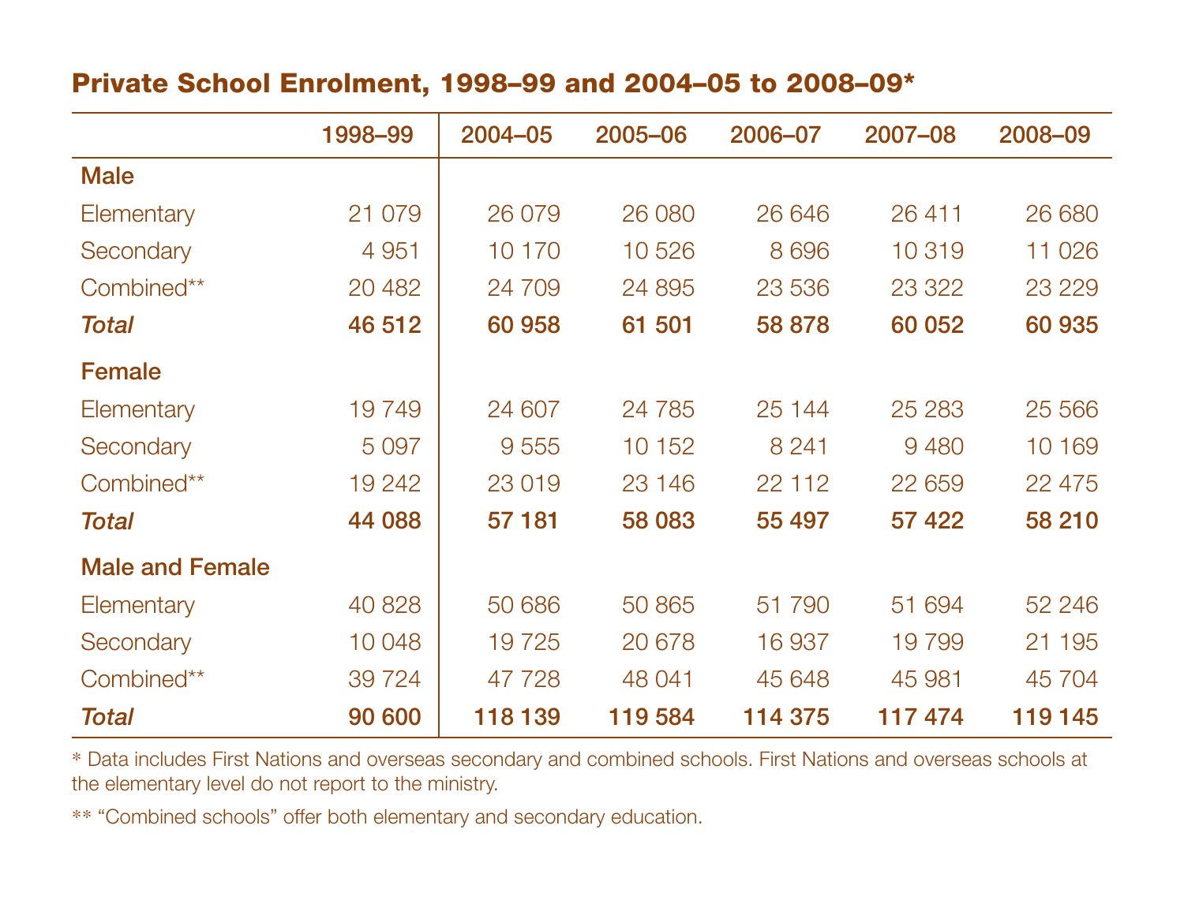## Private School Enrolment, 1998–99 and 2004–05 to 2008–09*

| | 1998–99 | 2004–05 | 2005–06 | 2006–07 | 2007–08 | 2008–09 |
|---|---|---|---|---|---|---|
| **Male** | | | | | | |
| Elementary | 21 079 | 26 079 | 26 080 | 26 646 | 26 411 | 26 680 |
| Secondary | 4 951 | 10 170 | 10 526 | 8 696 | 10 319 | 11 026 |
| Combined** | 20 482 | 24 709 | 24 895 | 23 536 | 23 322 | 23 229 |
| ***Total*** | **46 512** | **60 958** | **61 501** | **58 878** | **60 052** | **60 935** |
| **Female** | | | | | | |
| Elementary | 19 749 | 24 607 | 24 785 | 25 144 | 25 283 | 25 566 |
| Secondary | 5 097 | 9 555 | 10 152 | 8 241 | 9 480 | 10 169 |
| Combined** | 19 242 | 23 019 | 23 146 | 22 112 | 22 659 | 22 475 |
| ***Total*** | **44 088** | **57 181** | **58 083** | **55 497** | **57 422** | **58 210** |
| **Male and Female** | | | | | | |
| Elementary | 40 828 | 50 686 | 50 865 | 51 790 | 51 694 | 52 246 |
| Secondary | 10 048 | 19 725 | 20 678 | 16 937 | 19 799 | 21 195 |
| Combined** | 39 724 | 47 728 | 48 041 | 45 648 | 45 981 | 45 704 |
| ***Total*** | **90 600** | **118 139** | **119 584** | **114 375** | **117 474** | **119 145** |

* Data includes First Nations and overseas secondary and combined schools. First Nations and overseas schools at the elementary level do not report to the ministry.

** "Combined schools" offer both elementary and secondary education.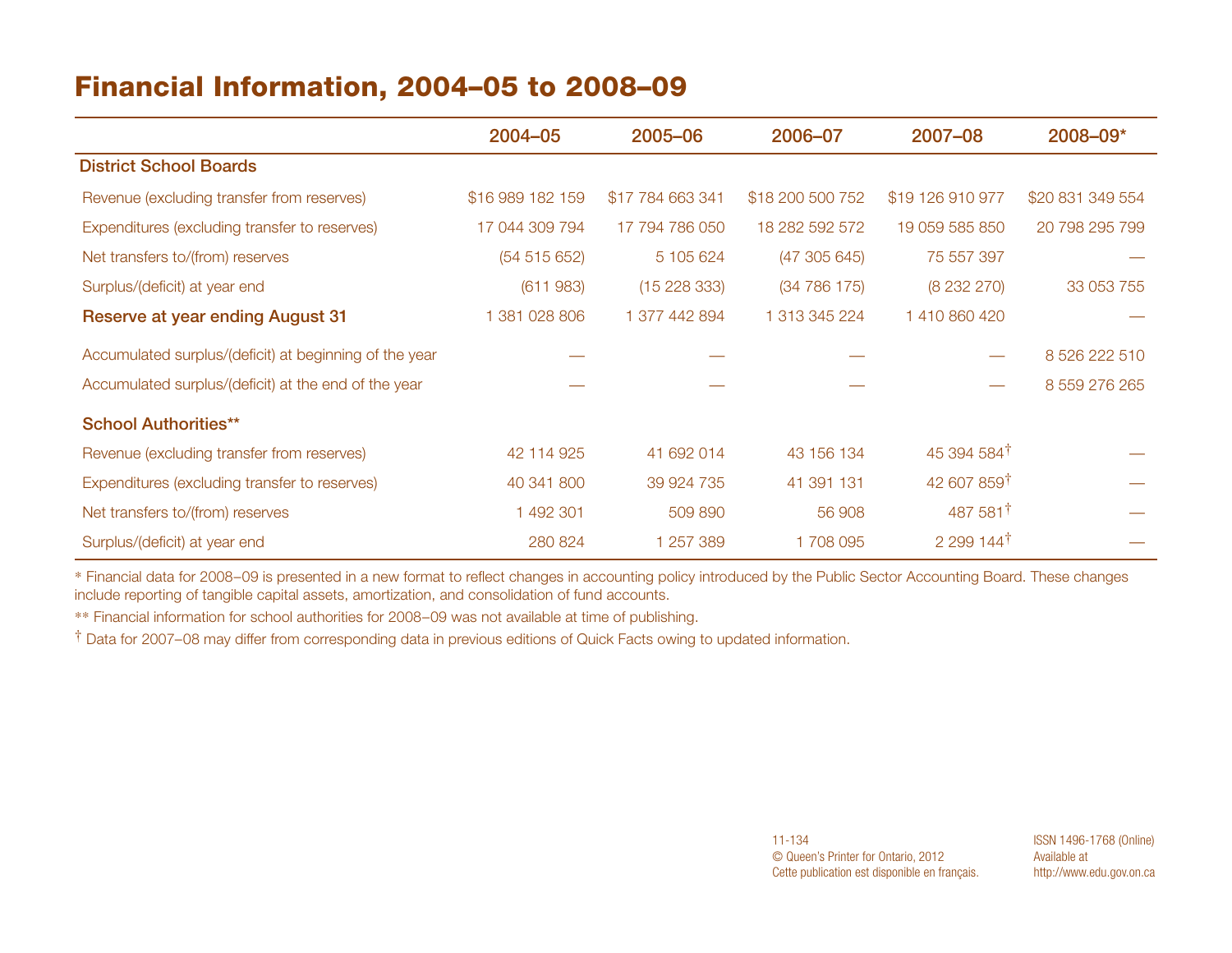# Financial Information, 2004–05 to 2008–09

| | 2004–05 | 2005–06 | 2006–07 | 2007–08 | 2008–09* |
|---|---|---|---|---|---|
| **District School Boards** | | | | | |
| Revenue (excluding transfer from reserves) | $16 989 182 159 | $17 784 663 341 | $18 200 500 752 | $19 126 910 977 | $20 831 349 554 |
| Expenditures (excluding transfer to reserves) | 17 044 309 794 | 17 794 786 050 | 18 282 592 572 | 19 059 585 850 | 20 798 295 799 |
| Net transfers to/(from) reserves | (54 515 652) | 5 105 624 | (47 305 645) | 75 557 397 | — |
| Surplus/(deficit) at year end | (611 983) | (15 228 333) | (34 786 175) | (8 232 270) | 33 053 755 |
| **Reserve at year ending August 31** | 1 381 028 806 | 1 377 442 894 | 1 313 345 224 | 1 410 860 420 | — |
| Accumulated surplus/(deficit) at beginning of the year | — | — | — | — | 8 526 222 510 |
| Accumulated surplus/(deficit) at the end of the year | — | — | — | — | 8 559 276 265 |
| **School Authorities**** | | | | | |
| Revenue (excluding transfer from reserves) | 42 114 925 | 41 692 014 | 43 156 134 | 45 394 584† | — |
| Expenditures (excluding transfer to reserves) | 40 341 800 | 39 924 735 | 41 391 131 | 42 607 859† | — |
| Net transfers to/(from) reserves | 1 492 301 | 509 890 | 56 908 | 487 581† | — |
| Surplus/(deficit) at year end | 280 824 | 1 257 389 | 1 708 095 | 2 299 144† | — |

* Financial data for 2008–09 is presented in a new format to reflect changes in accounting policy introduced by the Public Sector Accounting Board. These changes include reporting of tangible capital assets, amortization, and consolidation of fund accounts.

** Financial information for school authorities for 2008–09 was not available at time of publishing.

† Data for 2007–08 may differ from corresponding data in previous editions of Quick Facts owing to updated information.

11-134
© Queen's Printer for Ontario, 2012
Cette publication est disponible en français.

ISSN 1496-1768 (Online)
Available at
http://www.edu.gov.on.ca